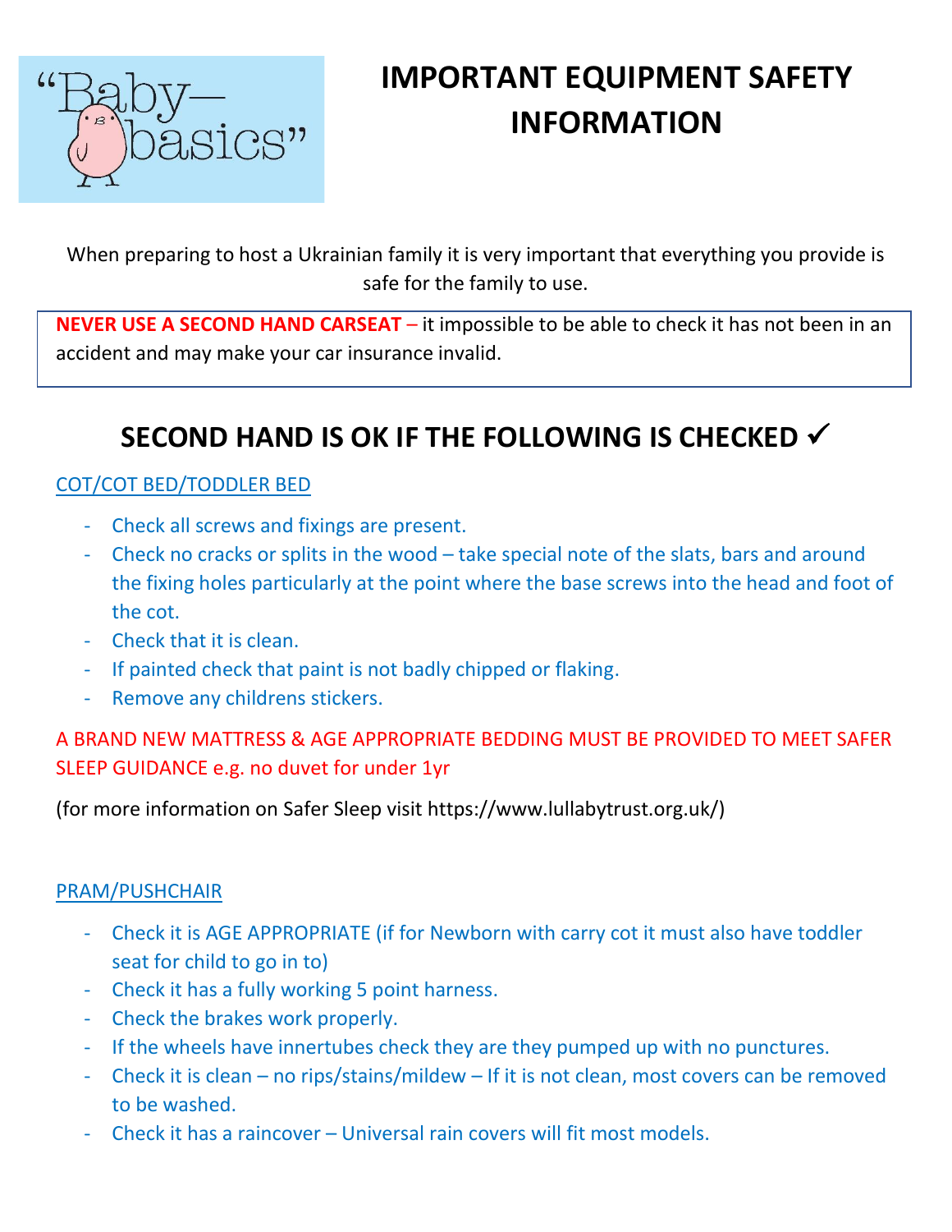“Baby—basics”

# IMPORTANT EQUIPMENT SAFETY INFORMATION

When preparing to host a Ukrainian family it is very important that everything you provide is safe for the family to use.

**NEVER USE A SECOND HAND CARSEAT** – it impossible to be able to check it has not been in an accident and may make your car insurance invalid.

## SECOND HAND IS OK IF THE FOLLOWING IS CHECKED ✓

### COT/COT BED/TODDLER BED

- Check all screws and fixings are present.
- Check no cracks or splits in the wood – take special note of the slats, bars and around the fixing holes particularly at the point where the base screws into the head and foot of the cot.
- Check that it is clean.
- If painted check that paint is not badly chipped or flaking.
- Remove any childrens stickers.

A BRAND NEW MATTRESS & AGE APPROPRIATE BEDDING MUST BE PROVIDED TO MEET SAFER SLEEP GUIDANCE e.g. no duvet for under 1yr

(for more information on Safer Sleep visit https://www.lullabytrust.org.uk/)

### PRAM/PUSHCHAIR

- Check it is AGE APPROPRIATE (if for Newborn with carry cot it must also have toddler seat for child to go in to)
- Check it has a fully working 5 point harness.
- Check the brakes work properly.
- If the wheels have innertubes check they are they pumped up with no punctures.
- Check it is clean – no rips/stains/mildew – If it is not clean, most covers can be removed to be washed.
- Check it has a raincover – Universal rain covers will fit most models.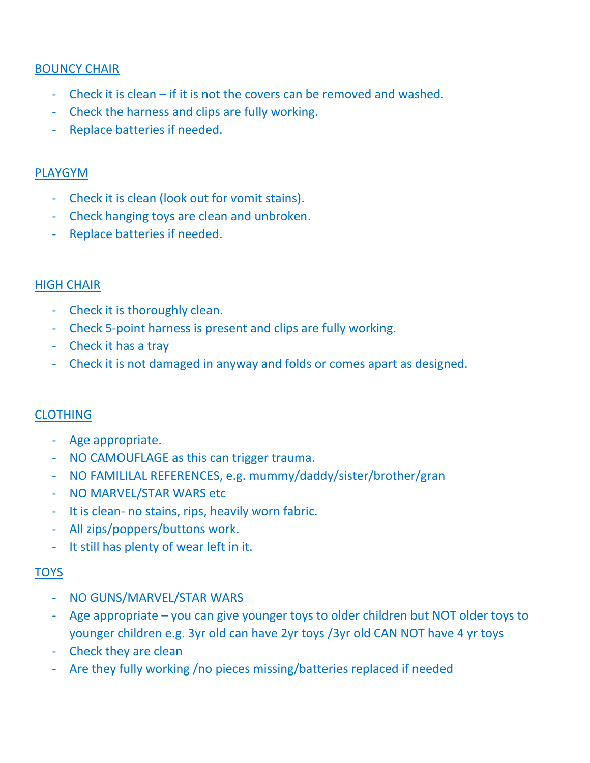BOUNCY CHAIR

- Check it is clean – if it is not the covers can be removed and washed.
- Check the harness and clips are fully working.
- Replace batteries if needed.

PLAYGYM

- Check it is clean (look out for vomit stains).
- Check hanging toys are clean and unbroken.
- Replace batteries if needed.

HIGH CHAIR

- Check it is thoroughly clean.
- Check 5-point harness is present and clips are fully working.
- Check it has a tray
- Check it is not damaged in anyway and folds or comes apart as designed.

CLOTHING

- Age appropriate.
- NO CAMOUFLAGE as this can trigger trauma.
- NO FAMILILAL REFERENCES, e.g. mummy/daddy/sister/brother/gran
- NO MARVEL/STAR WARS etc
- It is clean- no stains, rips, heavily worn fabric.
- All zips/poppers/buttons work.
- It still has plenty of wear left in it.

TOYS

- NO GUNS/MARVEL/STAR WARS
- Age appropriate – you can give younger toys to older children but NOT older toys to younger children e.g. 3yr old can have 2yr toys /3yr old CAN NOT have 4 yr toys
- Check they are clean
- Are they fully working /no pieces missing/batteries replaced if needed